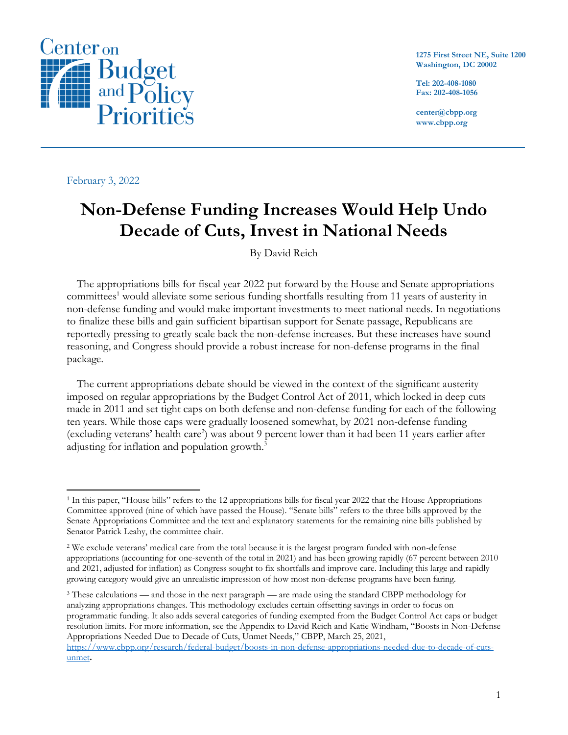Center on Budget and Policy Priorities

1275 First Street NE, Suite 1200
Washington, DC 20002

Tel: 202-408-1080
Fax: 202-408-1056

center@cbpp.org
www.cbpp.org

February 3, 2022

# Non-Defense Funding Increases Would Help Undo Decade of Cuts, Invest in National Needs

By David Reich

The appropriations bills for fiscal year 2022 put forward by the House and Senate appropriations committees[1] would alleviate some serious funding shortfalls resulting from 11 years of austerity in non-defense funding and would make important investments to meet national needs. In negotiations to finalize these bills and gain sufficient bipartisan support for Senate passage, Republicans are reportedly pressing to greatly scale back the non-defense increases. But these increases have sound reasoning, and Congress should provide a robust increase for non-defense programs in the final package.

The current appropriations debate should be viewed in the context of the significant austerity imposed on regular appropriations by the Budget Control Act of 2011, which locked in deep cuts made in 2011 and set tight caps on both defense and non-defense funding for each of the following ten years. While those caps were gradually loosened somewhat, by 2021 non-defense funding (excluding veterans' health care[2]) was about 9 percent lower than it had been 11 years earlier after adjusting for inflation and population growth.[3]

---

[1] In this paper, "House bills" refers to the 12 appropriations bills for fiscal year 2022 that the House Appropriations Committee approved (nine of which have passed the House). "Senate bills" refers to the three bills approved by the Senate Appropriations Committee and the text and explanatory statements for the remaining nine bills published by Senator Patrick Leahy, the committee chair.

[2] We exclude veterans' medical care from the total because it is the largest program funded with non-defense appropriations (accounting for one-seventh of the total in 2021) and has been growing rapidly (67 percent between 2010 and 2021, adjusted for inflation) as Congress sought to fix shortfalls and improve care. Including this large and rapidly growing category would give an unrealistic impression of how most non-defense programs have been faring.

[3] These calculations — and those in the next paragraph — are made using the standard CBPP methodology for analyzing appropriations changes. This methodology excludes certain offsetting savings in order to focus on programmatic funding. It also adds several categories of funding exempted from the Budget Control Act caps or budget resolution limits. For more information, see the Appendix to David Reich and Katie Windham, "Boosts in Non-Defense Appropriations Needed Due to Decade of Cuts, Unmet Needs," CBPP, March 25, 2021, https://www.cbpp.org/research/federal-budget/boosts-in-non-defense-appropriations-needed-due-to-decade-of-cuts-unmet.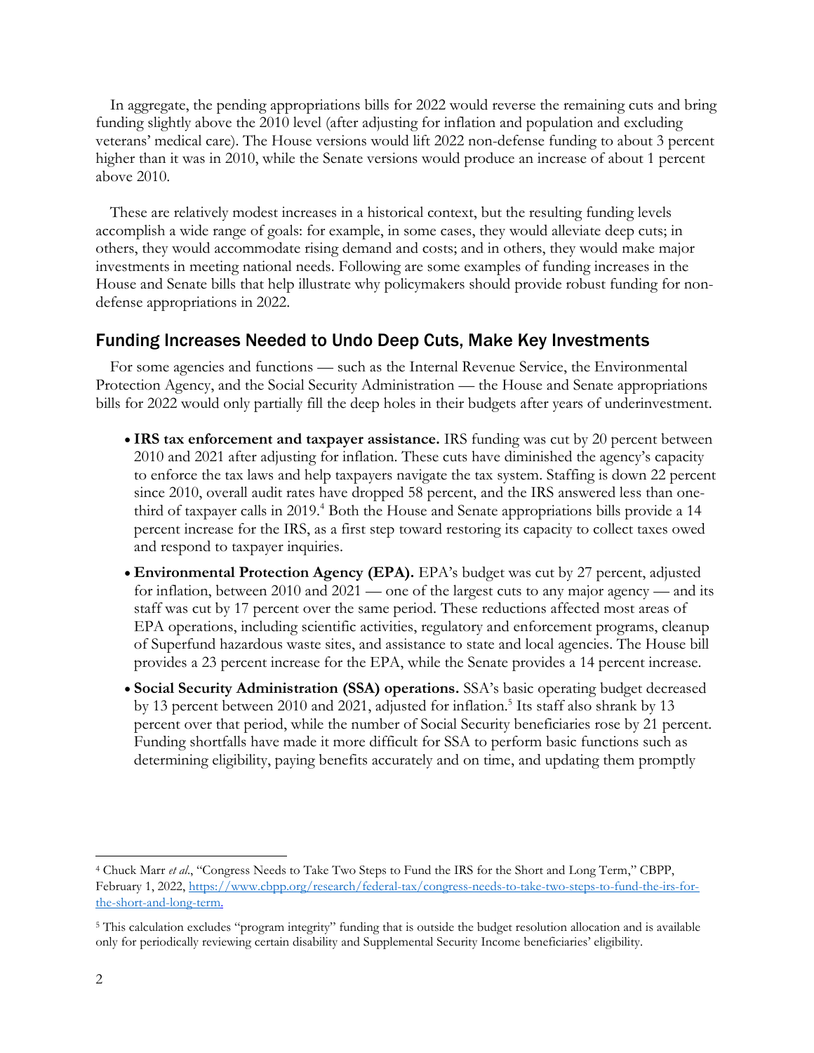In aggregate, the pending appropriations bills for 2022 would reverse the remaining cuts and bring funding slightly above the 2010 level (after adjusting for inflation and population and excluding veterans' medical care). The House versions would lift 2022 non-defense funding to about 3 percent higher than it was in 2010, while the Senate versions would produce an increase of about 1 percent above 2010.

These are relatively modest increases in a historical context, but the resulting funding levels accomplish a wide range of goals: for example, in some cases, they would alleviate deep cuts; in others, they would accommodate rising demand and costs; and in others, they would make major investments in meeting national needs. Following are some examples of funding increases in the House and Senate bills that help illustrate why policymakers should provide robust funding for non-defense appropriations in 2022.

## Funding Increases Needed to Undo Deep Cuts, Make Key Investments

For some agencies and functions — such as the Internal Revenue Service, the Environmental Protection Agency, and the Social Security Administration — the House and Senate appropriations bills for 2022 would only partially fill the deep holes in their budgets after years of underinvestment.

- **IRS tax enforcement and taxpayer assistance.** IRS funding was cut by 20 percent between 2010 and 2021 after adjusting for inflation. These cuts have diminished the agency's capacity to enforce the tax laws and help taxpayers navigate the tax system. Staffing is down 22 percent since 2010, overall audit rates have dropped 58 percent, and the IRS answered less than one-third of taxpayer calls in 2019.[4] Both the House and Senate appropriations bills provide a 14 percent increase for the IRS, as a first step toward restoring its capacity to collect taxes owed and respond to taxpayer inquiries.
- **Environmental Protection Agency (EPA).** EPA's budget was cut by 27 percent, adjusted for inflation, between 2010 and 2021 — one of the largest cuts to any major agency — and its staff was cut by 17 percent over the same period. These reductions affected most areas of EPA operations, including scientific activities, regulatory and enforcement programs, cleanup of Superfund hazardous waste sites, and assistance to state and local agencies. The House bill provides a 23 percent increase for the EPA, while the Senate provides a 14 percent increase.
- **Social Security Administration (SSA) operations.** SSA's basic operating budget decreased by 13 percent between 2010 and 2021, adjusted for inflation.[5] Its staff also shrank by 13 percent over that period, while the number of Social Security beneficiaries rose by 21 percent. Funding shortfalls have made it more difficult for SSA to perform basic functions such as determining eligibility, paying benefits accurately and on time, and updating them promptly

[4] Chuck Marr *et al*., "Congress Needs to Take Two Steps to Fund the IRS for the Short and Long Term," CBPP, February 1, 2022, https://www.cbpp.org/research/federal-tax/congress-needs-to-take-two-steps-to-fund-the-irs-for-the-short-and-long-term.

[5] This calculation excludes "program integrity" funding that is outside the budget resolution allocation and is available only for periodically reviewing certain disability and Supplemental Security Income beneficiaries' eligibility.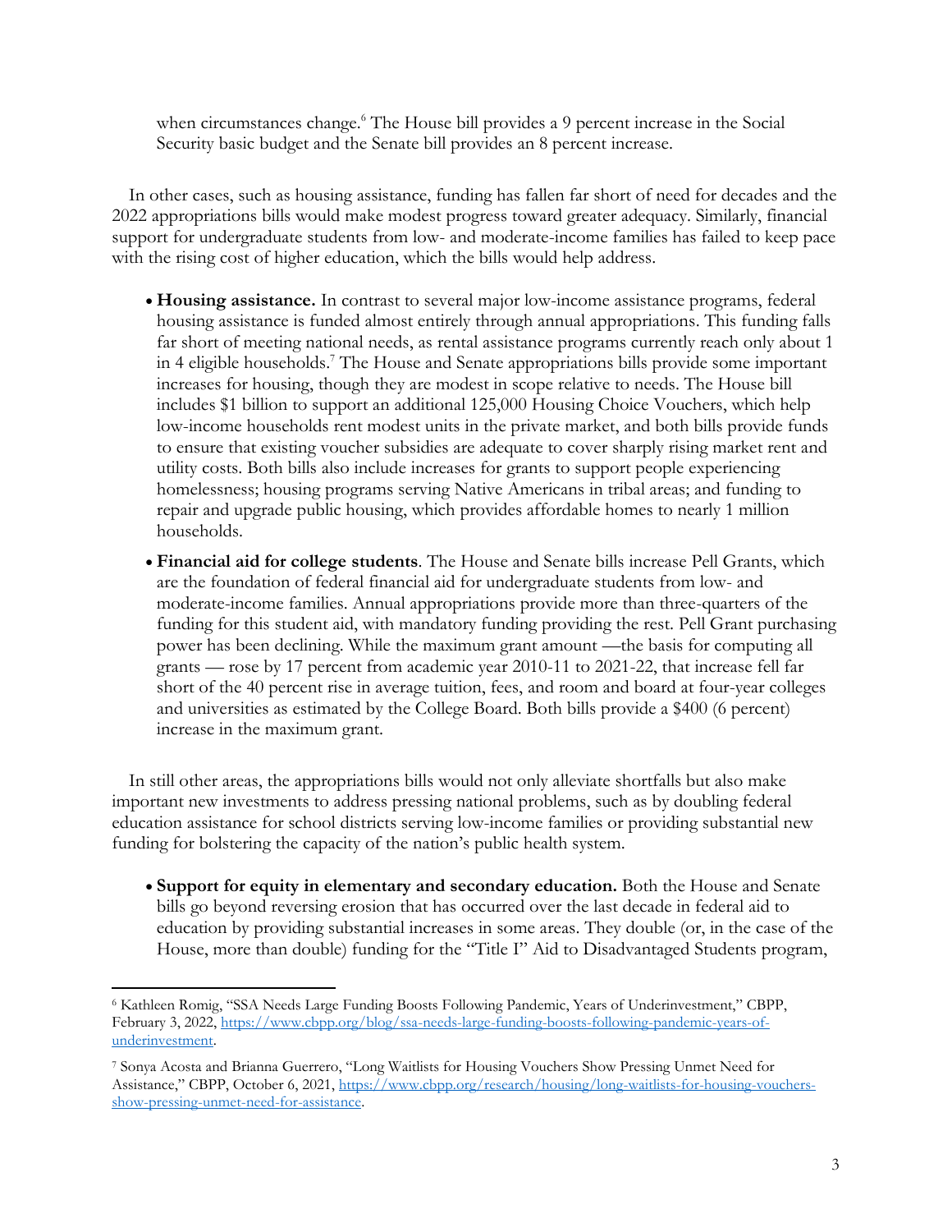when circumstances change.[6] The House bill provides a 9 percent increase in the Social Security basic budget and the Senate bill provides an 8 percent increase.

In other cases, such as housing assistance, funding has fallen far short of need for decades and the 2022 appropriations bills would make modest progress toward greater adequacy. Similarly, financial support for undergraduate students from low- and moderate-income families has failed to keep pace with the rising cost of higher education, which the bills would help address.

- **Housing assistance.** In contrast to several major low-income assistance programs, federal housing assistance is funded almost entirely through annual appropriations. This funding falls far short of meeting national needs, as rental assistance programs currently reach only about 1 in 4 eligible households.[7] The House and Senate appropriations bills provide some important increases for housing, though they are modest in scope relative to needs. The House bill includes $1 billion to support an additional 125,000 Housing Choice Vouchers, which help low-income households rent modest units in the private market, and both bills provide funds to ensure that existing voucher subsidies are adequate to cover sharply rising market rent and utility costs. Both bills also include increases for grants to support people experiencing homelessness; housing programs serving Native Americans in tribal areas; and funding to repair and upgrade public housing, which provides affordable homes to nearly 1 million households.
- **Financial aid for college students**. The House and Senate bills increase Pell Grants, which are the foundation of federal financial aid for undergraduate students from low- and moderate-income families. Annual appropriations provide more than three-quarters of the funding for this student aid, with mandatory funding providing the rest. Pell Grant purchasing power has been declining. While the maximum grant amount —the basis for computing all grants — rose by 17 percent from academic year 2010-11 to 2021-22, that increase fell far short of the 40 percent rise in average tuition, fees, and room and board at four-year colleges and universities as estimated by the College Board. Both bills provide a $400 (6 percent) increase in the maximum grant.

In still other areas, the appropriations bills would not only alleviate shortfalls but also make important new investments to address pressing national problems, such as by doubling federal education assistance for school districts serving low-income families or providing substantial new funding for bolstering the capacity of the nation's public health system.

- **Support for equity in elementary and secondary education.** Both the House and Senate bills go beyond reversing erosion that has occurred over the last decade in federal aid to education by providing substantial increases in some areas. They double (or, in the case of the House, more than double) funding for the "Title I" Aid to Disadvantaged Students program,

---

[6] Kathleen Romig, "SSA Needs Large Funding Boosts Following Pandemic, Years of Underinvestment," CBPP, February 3, 2022, https://www.cbpp.org/blog/ssa-needs-large-funding-boosts-following-pandemic-years-of-underinvestment.

[7] Sonya Acosta and Brianna Guerrero, "Long Waitlists for Housing Vouchers Show Pressing Unmet Need for Assistance," CBPP, October 6, 2021, https://www.cbpp.org/research/housing/long-waitlists-for-housing-vouchers-show-pressing-unmet-need-for-assistance.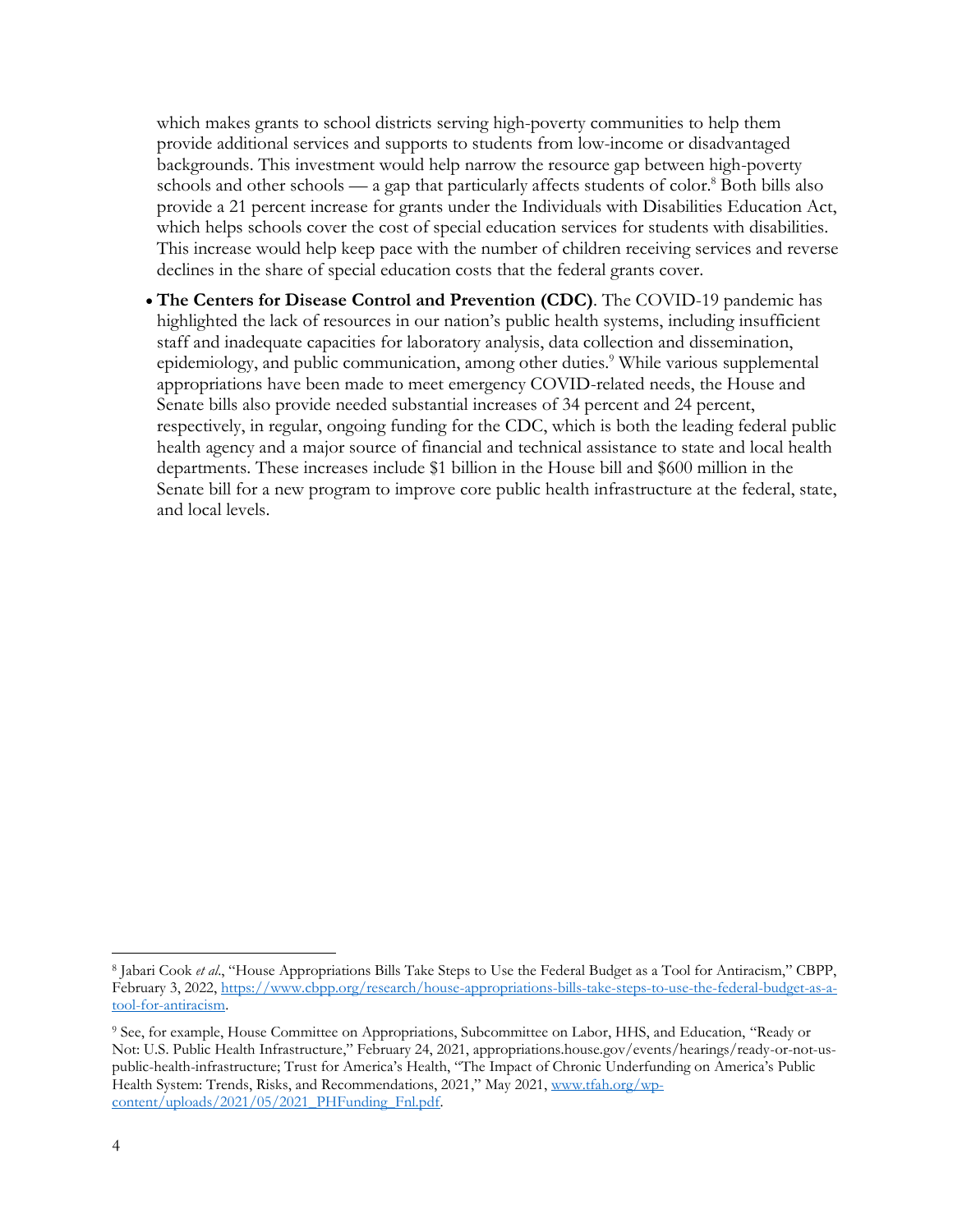which makes grants to school districts serving high-poverty communities to help them provide additional services and supports to students from low-income or disadvantaged backgrounds. This investment would help narrow the resource gap between high-poverty schools and other schools — a gap that particularly affects students of color.[8] Both bills also provide a 21 percent increase for grants under the Individuals with Disabilities Education Act, which helps schools cover the cost of special education services for students with disabilities. This increase would help keep pace with the number of children receiving services and reverse declines in the share of special education costs that the federal grants cover.

- **The Centers for Disease Control and Prevention (CDC)**. The COVID-19 pandemic has highlighted the lack of resources in our nation's public health systems, including insufficient staff and inadequate capacities for laboratory analysis, data collection and dissemination, epidemiology, and public communication, among other duties.[9] While various supplemental appropriations have been made to meet emergency COVID-related needs, the House and Senate bills also provide needed substantial increases of 34 percent and 24 percent, respectively, in regular, ongoing funding for the CDC, which is both the leading federal public health agency and a major source of financial and technical assistance to state and local health departments. These increases include $1 billion in the House bill and $600 million in the Senate bill for a new program to improve core public health infrastructure at the federal, state, and local levels.

---

[8] Jabari Cook *et al*., "House Appropriations Bills Take Steps to Use the Federal Budget as a Tool for Antiracism," CBPP, February 3, 2022, https://www.cbpp.org/research/house-appropriations-bills-take-steps-to-use-the-federal-budget-as-a-tool-for-antiracism.

[9] See, for example, House Committee on Appropriations, Subcommittee on Labor, HHS, and Education, "Ready or Not: U.S. Public Health Infrastructure," February 24, 2021, appropriations.house.gov/events/hearings/ready-or-not-us-public-health-infrastructure; Trust for America's Health, "The Impact of Chronic Underfunding on America's Public Health System: Trends, Risks, and Recommendations, 2021," May 2021, www.tfah.org/wp-content/uploads/2021/05/2021_PHFunding_Fnl.pdf.